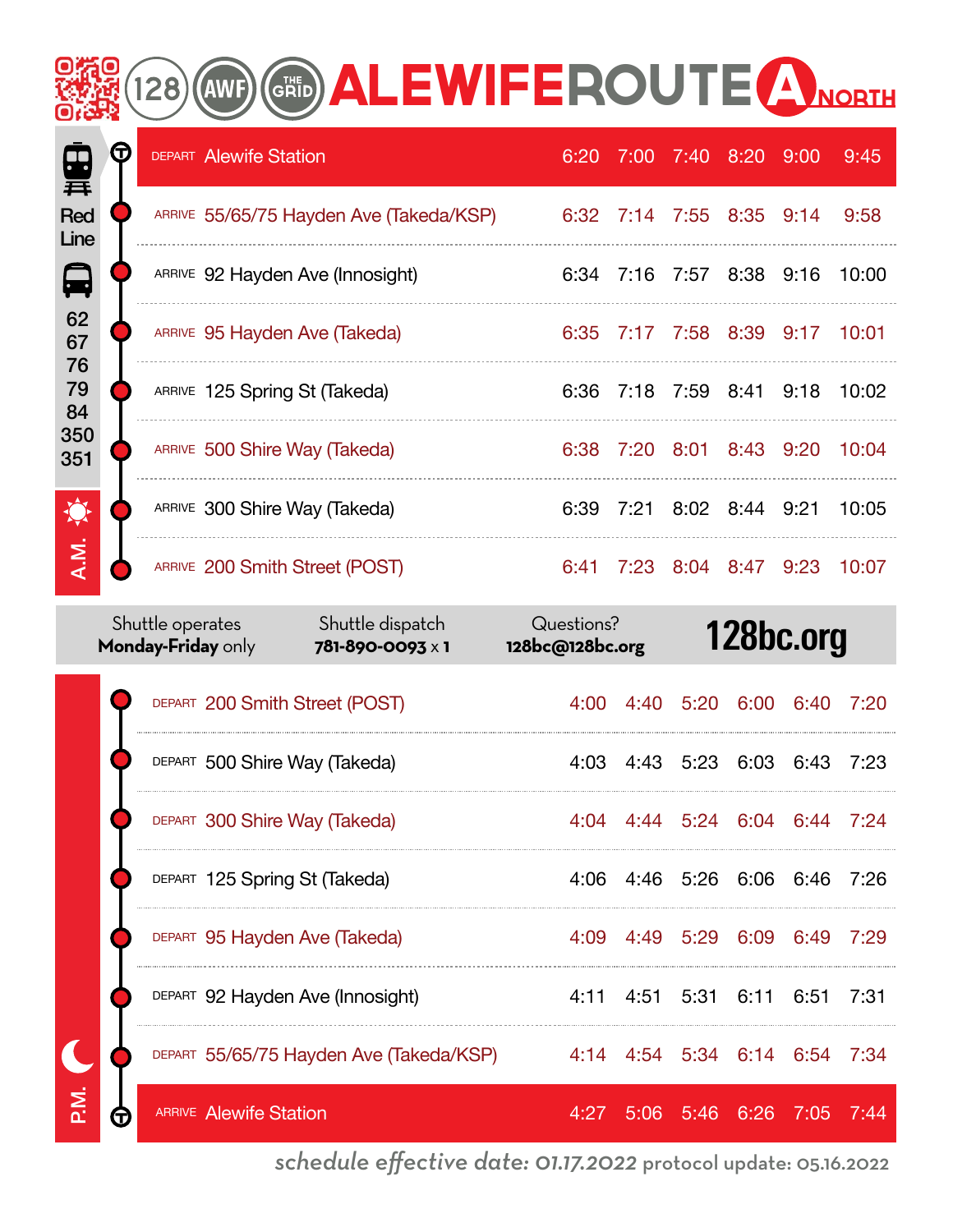# 128 AWF THE GRID ALEWIFE ROUTE A NORTH

Red Line

62 67 76 79 84 350 351

## A.M.

| Stop | | | | | | |
|---|---|---|---|---|---|---|
| DEPART Alewife Station | 6:20 | 7:00 | 7:40 | 8:20 | 9:00 | 9:45 |
| ARRIVE 55/65/75 Hayden Ave (Takeda/KSP) | 6:32 | 7:14 | 7:55 | 8:35 | 9:14 | 9:58 |
| ARRIVE 92 Hayden Ave (Innosight) | 6:34 | 7:16 | 7:57 | 8:38 | 9:16 | 10:00 |
| ARRIVE 95 Hayden Ave (Takeda) | 6:35 | 7:17 | 7:58 | 8:39 | 9:17 | 10:01 |
| ARRIVE 125 Spring St (Takeda) | 6:36 | 7:18 | 7:59 | 8:41 | 9:18 | 10:02 |
| ARRIVE 500 Shire Way (Takeda) | 6:38 | 7:20 | 8:01 | 8:43 | 9:20 | 10:04 |
| ARRIVE 300 Shire Way (Takeda) | 6:39 | 7:21 | 8:02 | 8:44 | 9:21 | 10:05 |
| ARRIVE 200 Smith Street (POST) | 6:41 | 7:23 | 8:04 | 8:47 | 9:23 | 10:07 |

Shuttle operates **Monday-Friday** only | Shuttle dispatch **781-890-0093** x **1** | Questions? **128bc@128bc.org** | **128bc.org**

## P.M.

| Stop | | | | | | |
|---|---|---|---|---|---|---|
| DEPART 200 Smith Street (POST) | 4:00 | 4:40 | 5:20 | 6:00 | 6:40 | 7:20 |
| DEPART 500 Shire Way (Takeda) | 4:03 | 4:43 | 5:23 | 6:03 | 6:43 | 7:23 |
| DEPART 300 Shire Way (Takeda) | 4:04 | 4:44 | 5:24 | 6:04 | 6:44 | 7:24 |
| DEPART 125 Spring St (Takeda) | 4:06 | 4:46 | 5:26 | 6:06 | 6:46 | 7:26 |
| DEPART 95 Hayden Ave (Takeda) | 4:09 | 4:49 | 5:29 | 6:09 | 6:49 | 7:29 |
| DEPART 92 Hayden Ave (Innosight) | 4:11 | 4:51 | 5:31 | 6:11 | 6:51 | 7:31 |
| DEPART 55/65/75 Hayden Ave (Takeda/KSP) | 4:14 | 4:54 | 5:34 | 6:14 | 6:54 | 7:34 |
| ARRIVE Alewife Station | 4:27 | 5:06 | 5:46 | 6:26 | 7:05 | 7:44 |

*schedule effective date:* 01.17.2022 protocol update: 05.16.2022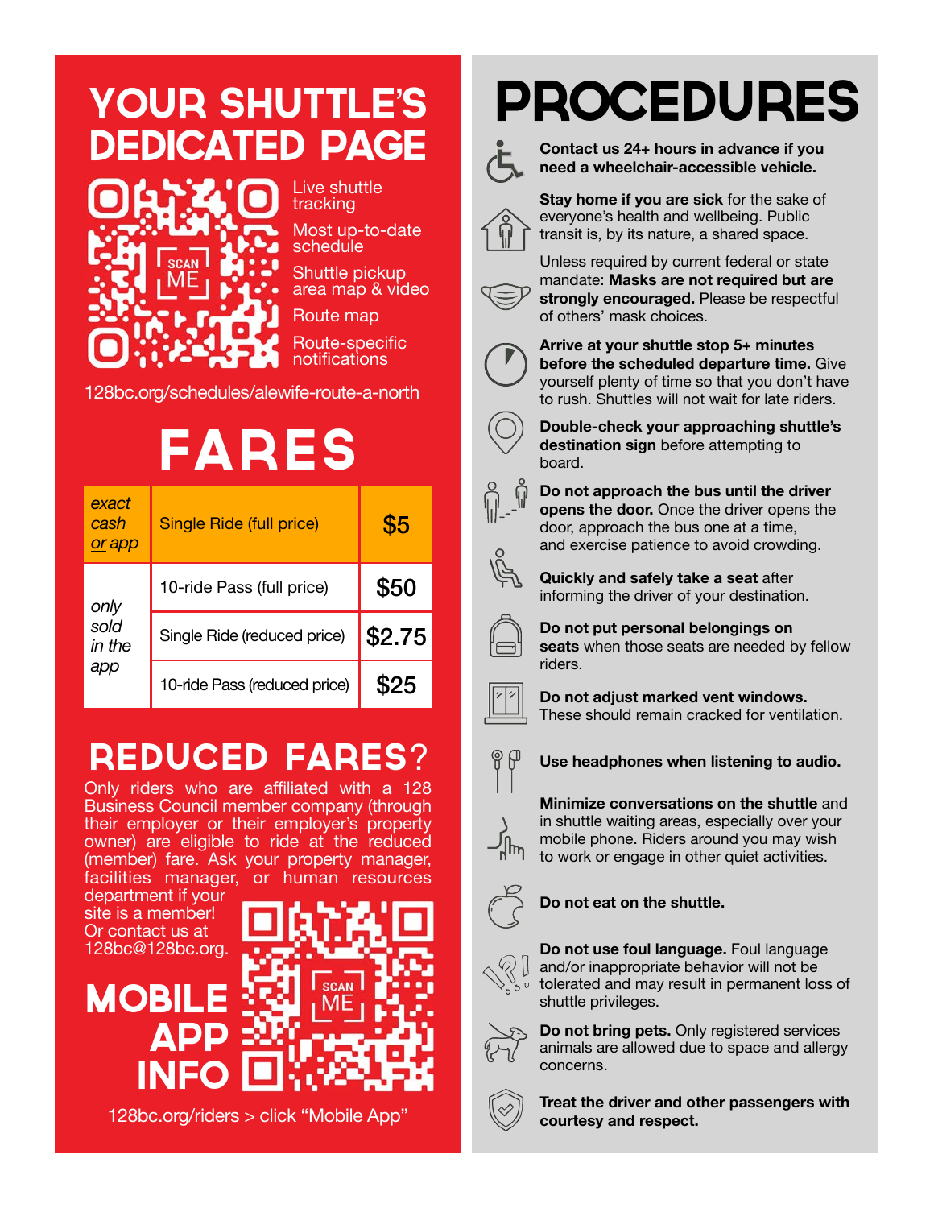# YOUR SHUTTLE'S DEDICATED PAGE

- Live shuttle tracking
- Most up-to-date schedule
- Shuttle pickup area map & video
- Route map
- Route-specific notifications

128bc.org/schedules/alewife-route-a-north

# FARES

| | | |
|---|---|---|
| *exact cash or app* | Single Ride (full price) | **$5** |
| *only sold in the app* | 10-ride Pass (full price) | **$50** |
| | Single Ride (reduced price) | **$2.75** |
| | 10-ride Pass (reduced price) | **$25** |

# REDUCED FARES?

Only riders who are affiliated with a 128 Business Council member company (through their employer or their employer's property owner) are eligible to ride at the reduced (member) fare. Ask your property manager, facilities manager, or human resources department if your site is a member! Or contact us at 128bc@128bc.org.

# MOBILE APP INFO

128bc.org/riders > click "Mobile App"

# PROCEDURES

- **Contact us 24+ hours in advance if you need a wheelchair-accessible vehicle.**
- **Stay home if you are sick** for the sake of everyone's health and wellbeing. Public transit is, by its nature, a shared space.
- Unless required by current federal or state mandate: **Masks are not required but are strongly encouraged.** Please be respectful of others' mask choices.
- **Arrive at your shuttle stop 5+ minutes before the scheduled departure time.** Give yourself plenty of time so that you don't have to rush. Shuttles will not wait for late riders.
- **Double-check your approaching shuttle's destination sign** before attempting to board.
- **Do not approach the bus until the driver opens the door.** Once the driver opens the door, approach the bus one at a time, and exercise patience to avoid crowding.
- **Quickly and safely take a seat** after informing the driver of your destination.
- **Do not put personal belongings on seats** when those seats are needed by fellow riders.
- **Do not adjust marked vent windows.** These should remain cracked for ventilation.
- **Use headphones when listening to audio.**
- **Minimize conversations on the shuttle** and in shuttle waiting areas, especially over your mobile phone. Riders around you may wish to work or engage in other quiet activities.
- **Do not eat on the shuttle.**
- **Do not use foul language.** Foul language and/or inappropriate behavior will not be tolerated and may result in permanent loss of shuttle privileges.
- **Do not bring pets.** Only registered services animals are allowed due to space and allergy concerns.
- **Treat the driver and other passengers with courtesy and respect.**